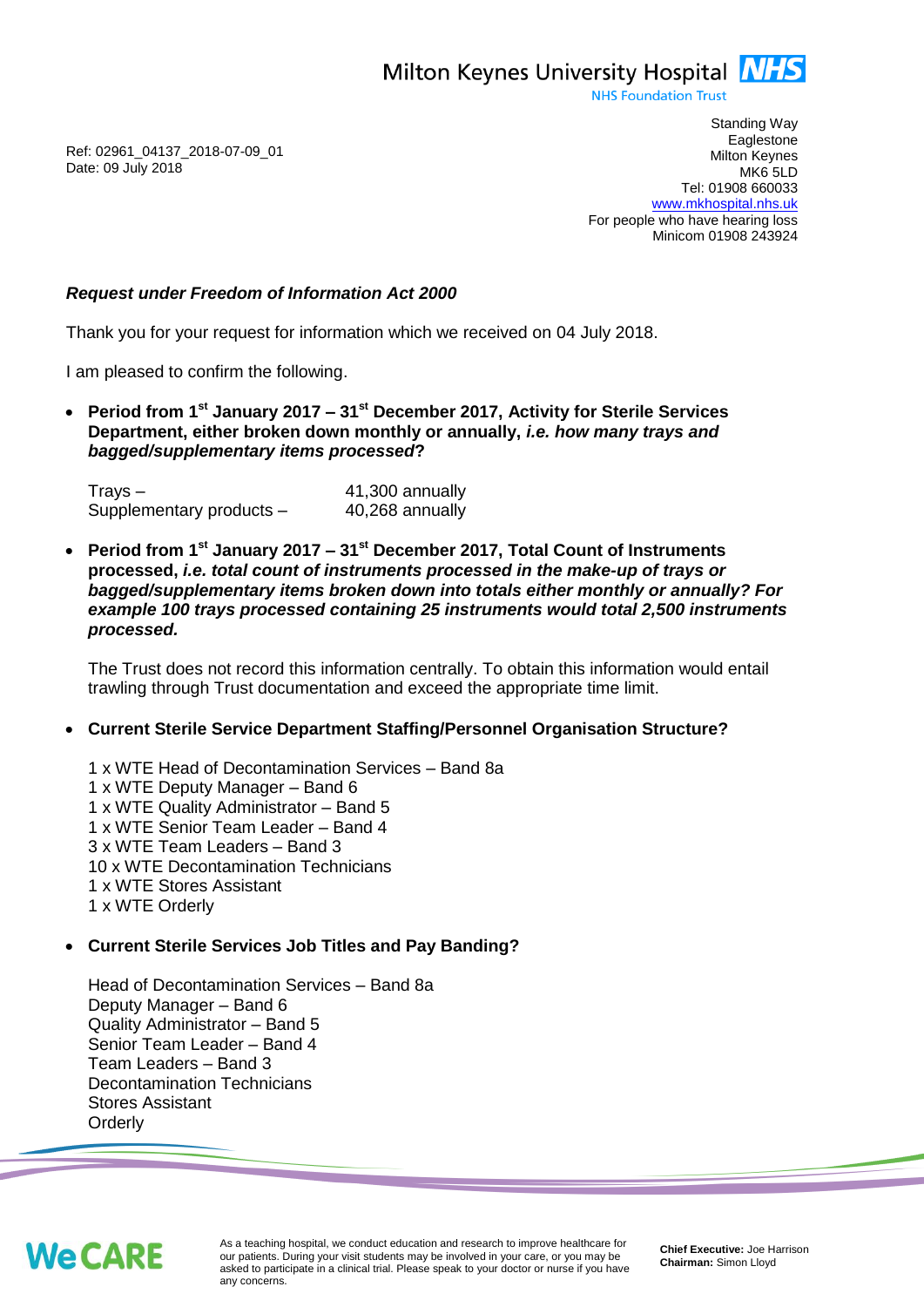Milton Keynes University Hospital NHS
NHS Foundation Trust

Standing Way
Eaglestone
Milton Keynes
MK6 5LD
Tel: 01908 660033
www.mkhospital.nhs.uk
For people who have hearing loss
Minicom 01908 243924

Ref: 02961_04137_2018-07-09_01
Date: 09 July 2018

***Request under Freedom of Information Act 2000***

Thank you for your request for information which we received on 04 July 2018.

I am pleased to confirm the following.

- **Period from 1st January 2017 – 31st December 2017, Activity for Sterile Services Department, either broken down monthly or annually, *i.e. how many trays and bagged/supplementary items processed*?**

  | | |
  |---|---|
  | Trays – | 41,300 annually |
  | Supplementary products – | 40,268 annually |

- **Period from 1st January 2017 – 31st December 2017, Total Count of Instruments processed, *i.e. total count of instruments processed in the make-up of trays or bagged/supplementary items broken down into totals either monthly or annually? For example 100 trays processed containing 25 instruments would total 2,500 instruments processed.***

  The Trust does not record this information centrally. To obtain this information would entail trawling through Trust documentation and exceed the appropriate time limit.

- **Current Sterile Service Department Staffing/Personnel Organisation Structure?**

  1 x WTE Head of Decontamination Services – Band 8a
  1 x WTE Deputy Manager – Band 6
  1 x WTE Quality Administrator – Band 5
  1 x WTE Senior Team Leader – Band 4
  3 x WTE Team Leaders – Band 3
  10 x WTE Decontamination Technicians
  1 x WTE Stores Assistant
  1 x WTE Orderly

- **Current Sterile Services Job Titles and Pay Banding?**

  Head of Decontamination Services – Band 8a
  Deputy Manager – Band 6
  Quality Administrator – Band 5
  Senior Team Leader – Band 4
  Team Leaders – Band 3
  Decontamination Technicians
  Stores Assistant
  Orderly

We CARE

As a teaching hospital, we conduct education and research to improve healthcare for our patients. During your visit students may be involved in your care, or you may be asked to participate in a clinical trial. Please speak to your doctor or nurse if you have any concerns.

**Chief Executive:** Joe Harrison
**Chairman:** Simon Lloyd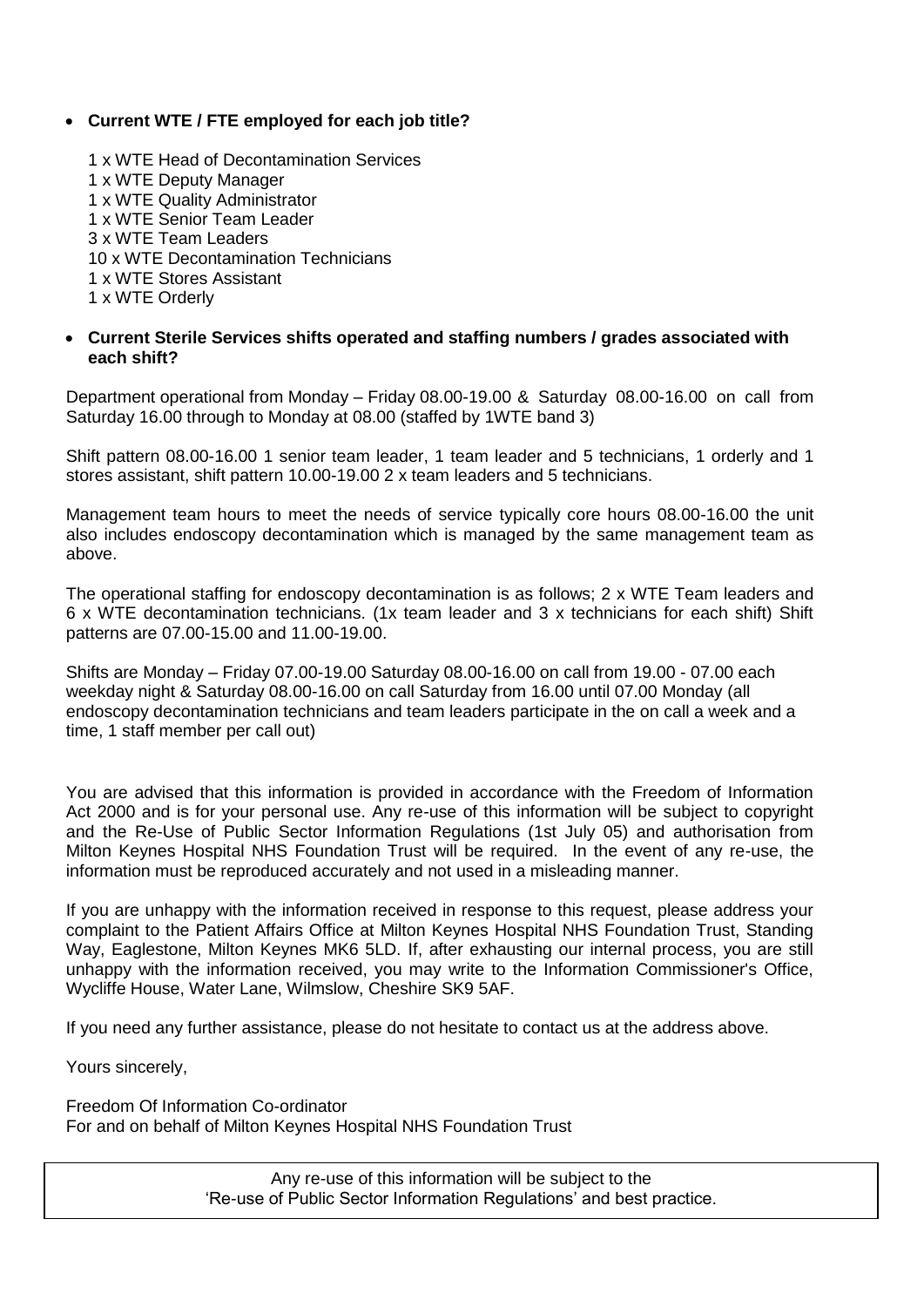- **Current WTE / FTE employed for each job title?**

  1 x WTE Head of Decontamination Services
  1 x WTE Deputy Manager
  1 x WTE Quality Administrator
  1 x WTE Senior Team Leader
  3 x WTE Team Leaders
  10 x WTE Decontamination Technicians
  1 x WTE Stores Assistant
  1 x WTE Orderly

- **Current Sterile Services shifts operated and staffing numbers / grades associated with each shift?**

Department operational from Monday – Friday 08.00-19.00 & Saturday 08.00-16.00 on call from Saturday 16.00 through to Monday at 08.00 (staffed by 1WTE band 3)

Shift pattern 08.00-16.00 1 senior team leader, 1 team leader and 5 technicians, 1 orderly and 1 stores assistant, shift pattern 10.00-19.00 2 x team leaders and 5 technicians.

Management team hours to meet the needs of service typically core hours 08.00-16.00 the unit also includes endoscopy decontamination which is managed by the same management team as above.

The operational staffing for endoscopy decontamination is as follows; 2 x WTE Team leaders and 6 x WTE decontamination technicians. (1x team leader and 3 x technicians for each shift) Shift patterns are 07.00-15.00 and 11.00-19.00.

Shifts are Monday – Friday 07.00-19.00 Saturday 08.00-16.00 on call from 19.00 - 07.00 each weekday night & Saturday 08.00-16.00 on call Saturday from 16.00 until 07.00 Monday (all endoscopy decontamination technicians and team leaders participate in the on call a week and a time, 1 staff member per call out)

You are advised that this information is provided in accordance with the Freedom of Information Act 2000 and is for your personal use. Any re-use of this information will be subject to copyright and the Re-Use of Public Sector Information Regulations (1st July 05) and authorisation from Milton Keynes Hospital NHS Foundation Trust will be required. In the event of any re-use, the information must be reproduced accurately and not used in a misleading manner.

If you are unhappy with the information received in response to this request, please address your complaint to the Patient Affairs Office at Milton Keynes Hospital NHS Foundation Trust, Standing Way, Eaglestone, Milton Keynes MK6 5LD. If, after exhausting our internal process, you are still unhappy with the information received, you may write to the Information Commissioner's Office, Wycliffe House, Water Lane, Wilmslow, Cheshire SK9 5AF.

If you need any further assistance, please do not hesitate to contact us at the address above.

Yours sincerely,

Freedom Of Information Co-ordinator
For and on behalf of Milton Keynes Hospital NHS Foundation Trust

Any re-use of this information will be subject to the
'Re-use of Public Sector Information Regulations' and best practice.